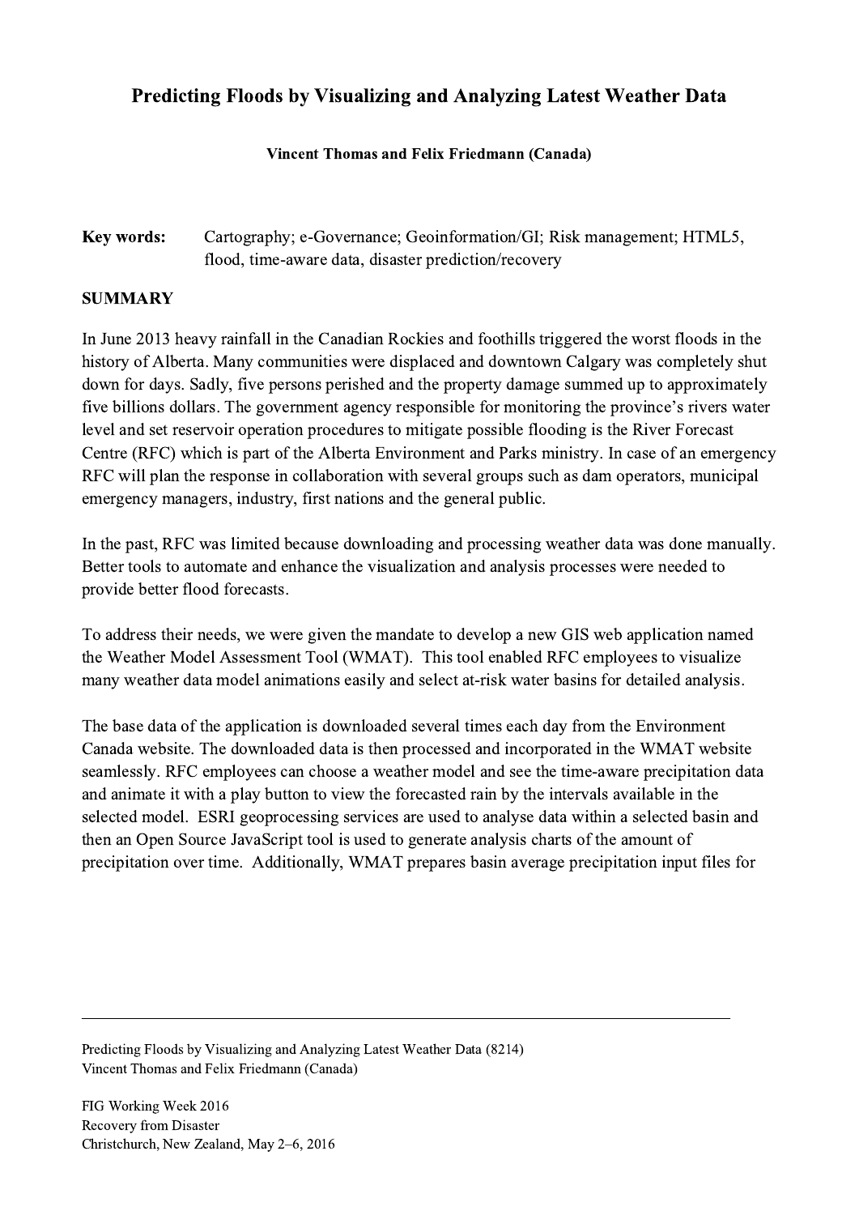# Predicting Floods by Visualizing and Analyzing Latest Weather Data

**Vincent Thomas and Felix Friedmann (Canada)**

**Key words:** Cartography; e-Governance; Geoinformation/GI; Risk management; HTML5, flood, time-aware data, disaster prediction/recovery

## SUMMARY

In June 2013 heavy rainfall in the Canadian Rockies and foothills triggered the worst floods in the history of Alberta. Many communities were displaced and downtown Calgary was completely shut down for days. Sadly, five persons perished and the property damage summed up to approximately five billions dollars. The government agency responsible for monitoring the province's rivers water level and set reservoir operation procedures to mitigate possible flooding is the River Forecast Centre (RFC) which is part of the Alberta Environment and Parks ministry. In case of an emergency RFC will plan the response in collaboration with several groups such as dam operators, municipal emergency managers, industry, first nations and the general public.

In the past, RFC was limited because downloading and processing weather data was done manually. Better tools to automate and enhance the visualization and analysis processes were needed to provide better flood forecasts.

To address their needs, we were given the mandate to develop a new GIS web application named the Weather Model Assessment Tool (WMAT). This tool enabled RFC employees to visualize many weather data model animations easily and select at-risk water basins for detailed analysis.

The base data of the application is downloaded several times each day from the Environment Canada website. The downloaded data is then processed and incorporated in the WMAT website seamlessly. RFC employees can choose a weather model and see the time-aware precipitation data and animate it with a play button to view the forecasted rain by the intervals available in the selected model. ESRI geoprocessing services are used to analyse data within a selected basin and then an Open Source JavaScript tool is used to generate analysis charts of the amount of precipitation over time. Additionally, WMAT prepares basin average precipitation input files for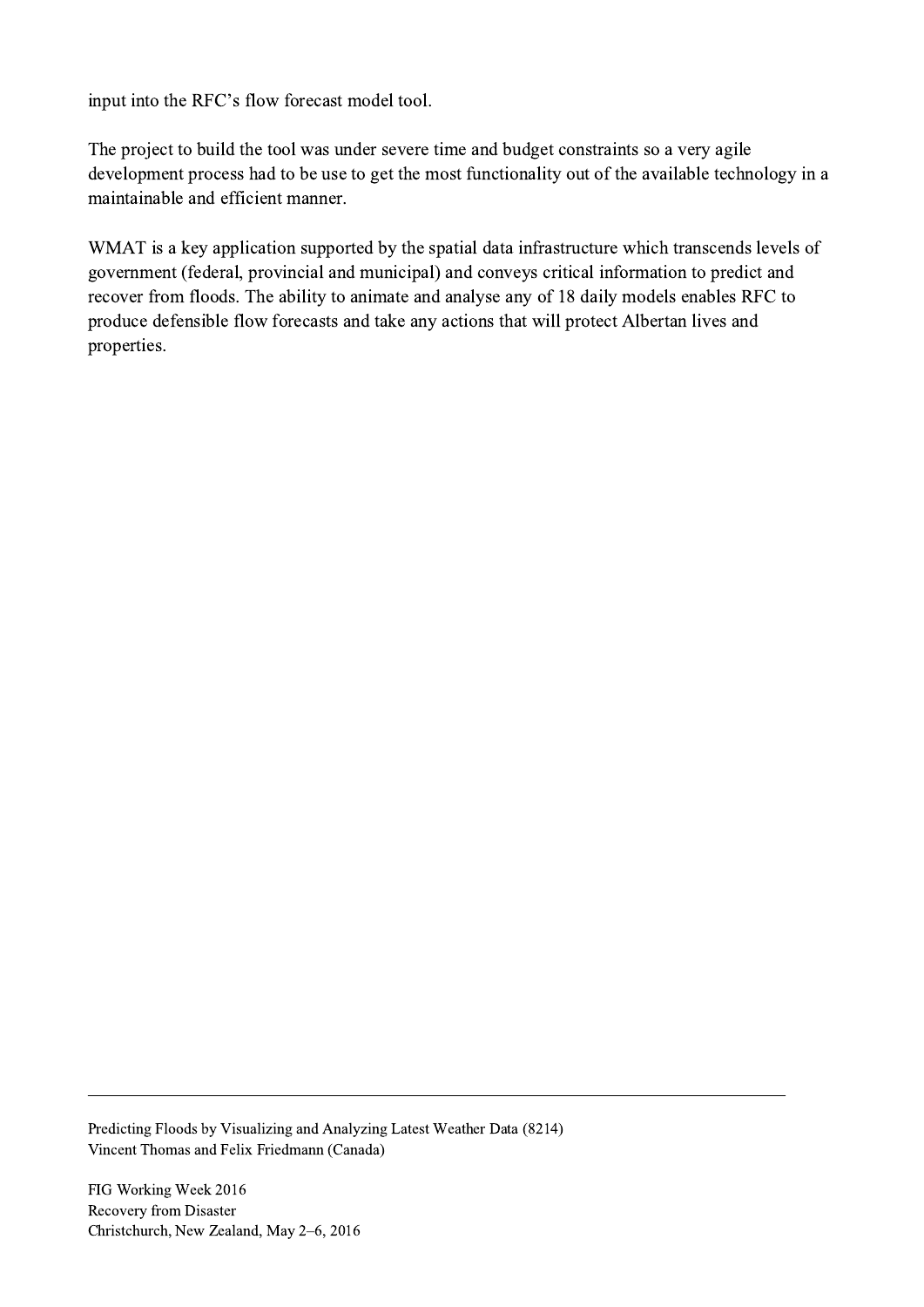input into the RFC’s flow forecast model tool.

The project to build the tool was under severe time and budget constraints so a very agile development process had to be use to get the most functionality out of the available technology in a maintainable and efficient manner.

WMAT is a key application supported by the spatial data infrastructure which transcends levels of government (federal, provincial and municipal) and conveys critical information to predict and recover from floods. The ability to animate and analyse any of 18 daily models enables RFC to produce defensible flow forecasts and take any actions that will protect Albertan lives and properties.